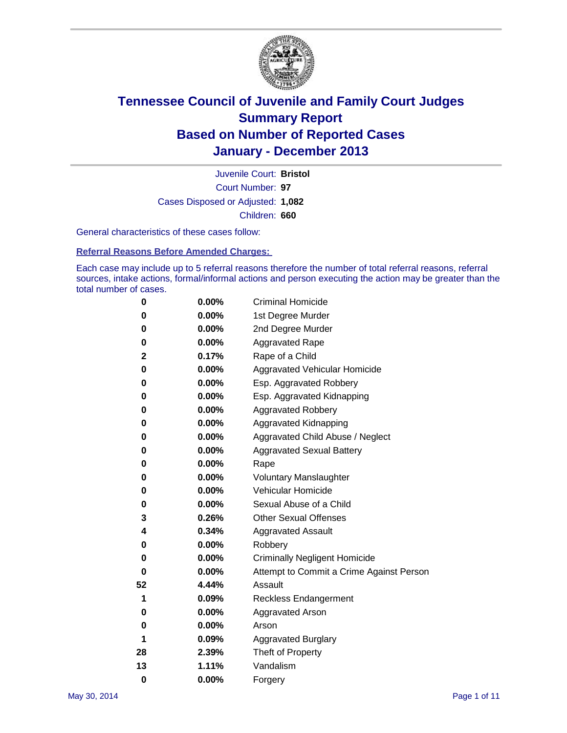# Tennessee Council of Juvenile and Family Court Judges
## Summary Report
## Based on Number of Reported Cases
## January - December 2013

Juvenile Court: **Bristol**
Court Number: **97**
Cases Disposed or Adjusted: **1,082**
Children: **660**

General characteristics of these cases follow:

### Referral Reasons Before Amended Charges:

Each case may include up to 5 referral reasons therefore the number of total referral reasons, referral sources, intake actions, formal/informal actions and person executing the action may be greater than the total number of cases.

| Count | Percent | Referral Reason |
|---|---|---|
| 0 | 0.00% | Criminal Homicide |
| 0 | 0.00% | 1st Degree Murder |
| 0 | 0.00% | 2nd Degree Murder |
| 0 | 0.00% | Aggravated Rape |
| 2 | 0.17% | Rape of a Child |
| 0 | 0.00% | Aggravated Vehicular Homicide |
| 0 | 0.00% | Esp. Aggravated Robbery |
| 0 | 0.00% | Esp. Aggravated Kidnapping |
| 0 | 0.00% | Aggravated Robbery |
| 0 | 0.00% | Aggravated Kidnapping |
| 0 | 0.00% | Aggravated Child Abuse / Neglect |
| 0 | 0.00% | Aggravated Sexual Battery |
| 0 | 0.00% | Rape |
| 0 | 0.00% | Voluntary Manslaughter |
| 0 | 0.00% | Vehicular Homicide |
| 0 | 0.00% | Sexual Abuse of a Child |
| 3 | 0.26% | Other Sexual Offenses |
| 4 | 0.34% | Aggravated Assault |
| 0 | 0.00% | Robbery |
| 0 | 0.00% | Criminally Negligent Homicide |
| 0 | 0.00% | Attempt to Commit a Crime Against Person |
| 52 | 4.44% | Assault |
| 1 | 0.09% | Reckless Endangerment |
| 0 | 0.00% | Aggravated Arson |
| 0 | 0.00% | Arson |
| 1 | 0.09% | Aggravated Burglary |
| 28 | 2.39% | Theft of Property |
| 13 | 1.11% | Vandalism |
| 0 | 0.00% | Forgery |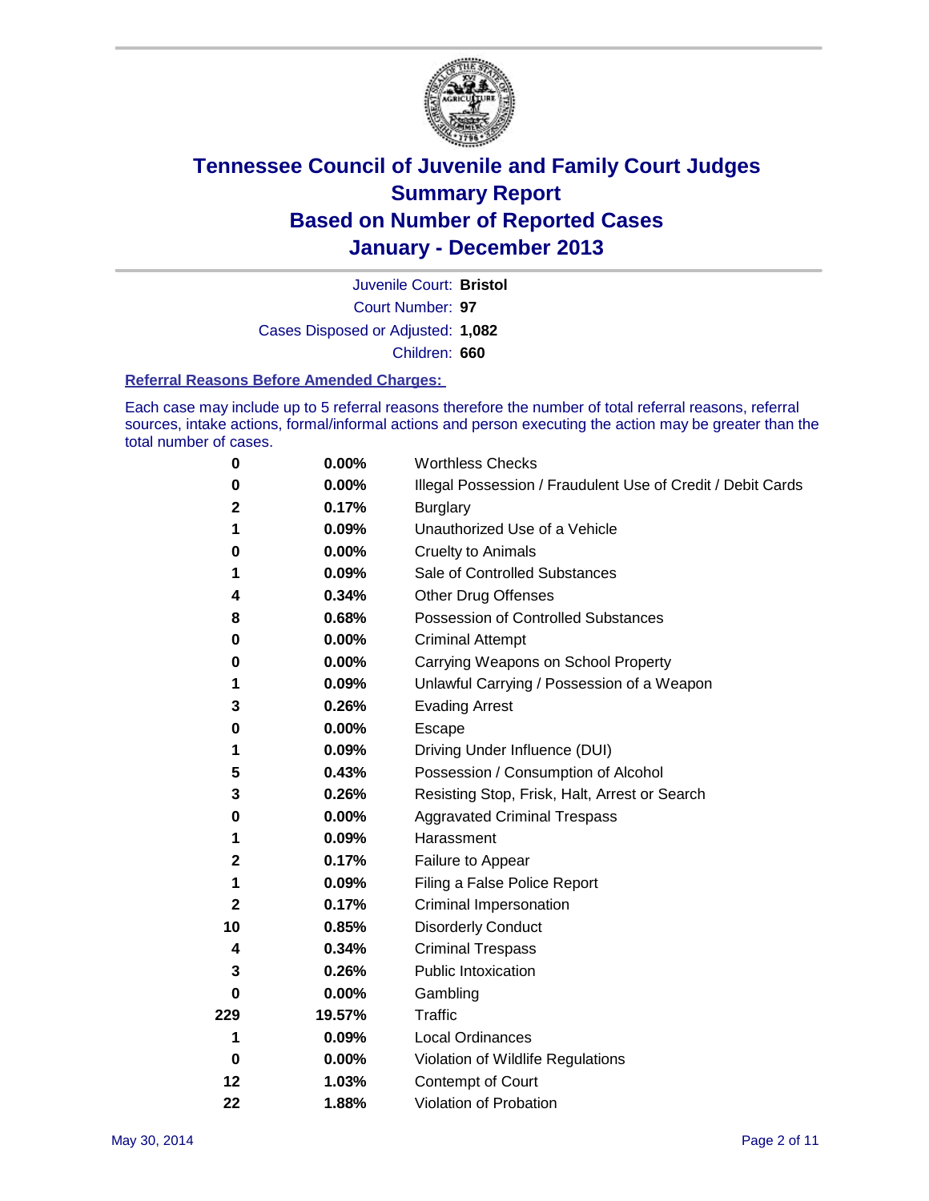# Tennessee Council of Juvenile and Family Court Judges
# Summary Report
# Based on Number of Reported Cases
# January - December 2013

Juvenile Court: **Bristol**
Court Number: **97**
Cases Disposed or Adjusted: **1,082**
Children: **660**

### Referral Reasons Before Amended Charges:

Each case may include up to 5 referral reasons therefore the number of total referral reasons, referral sources, intake actions, formal/informal actions and person executing the action may be greater than the total number of cases.

| Count | Percent | Referral Reason |
|---|---|---|
| 0 | 0.00% | Worthless Checks |
| 0 | 0.00% | Illegal Possession / Fraudulent Use of Credit / Debit Cards |
| 2 | 0.17% | Burglary |
| 1 | 0.09% | Unauthorized Use of a Vehicle |
| 0 | 0.00% | Cruelty to Animals |
| 1 | 0.09% | Sale of Controlled Substances |
| 4 | 0.34% | Other Drug Offenses |
| 8 | 0.68% | Possession of Controlled Substances |
| 0 | 0.00% | Criminal Attempt |
| 0 | 0.00% | Carrying Weapons on School Property |
| 1 | 0.09% | Unlawful Carrying / Possession of a Weapon |
| 3 | 0.26% | Evading Arrest |
| 0 | 0.00% | Escape |
| 1 | 0.09% | Driving Under Influence (DUI) |
| 5 | 0.43% | Possession / Consumption of Alcohol |
| 3 | 0.26% | Resisting Stop, Frisk, Halt, Arrest or Search |
| 0 | 0.00% | Aggravated Criminal Trespass |
| 1 | 0.09% | Harassment |
| 2 | 0.17% | Failure to Appear |
| 1 | 0.09% | Filing a False Police Report |
| 2 | 0.17% | Criminal Impersonation |
| 10 | 0.85% | Disorderly Conduct |
| 4 | 0.34% | Criminal Trespass |
| 3 | 0.26% | Public Intoxication |
| 0 | 0.00% | Gambling |
| 229 | 19.57% | Traffic |
| 1 | 0.09% | Local Ordinances |
| 0 | 0.00% | Violation of Wildlife Regulations |
| 12 | 1.03% | Contempt of Court |
| 22 | 1.88% | Violation of Probation |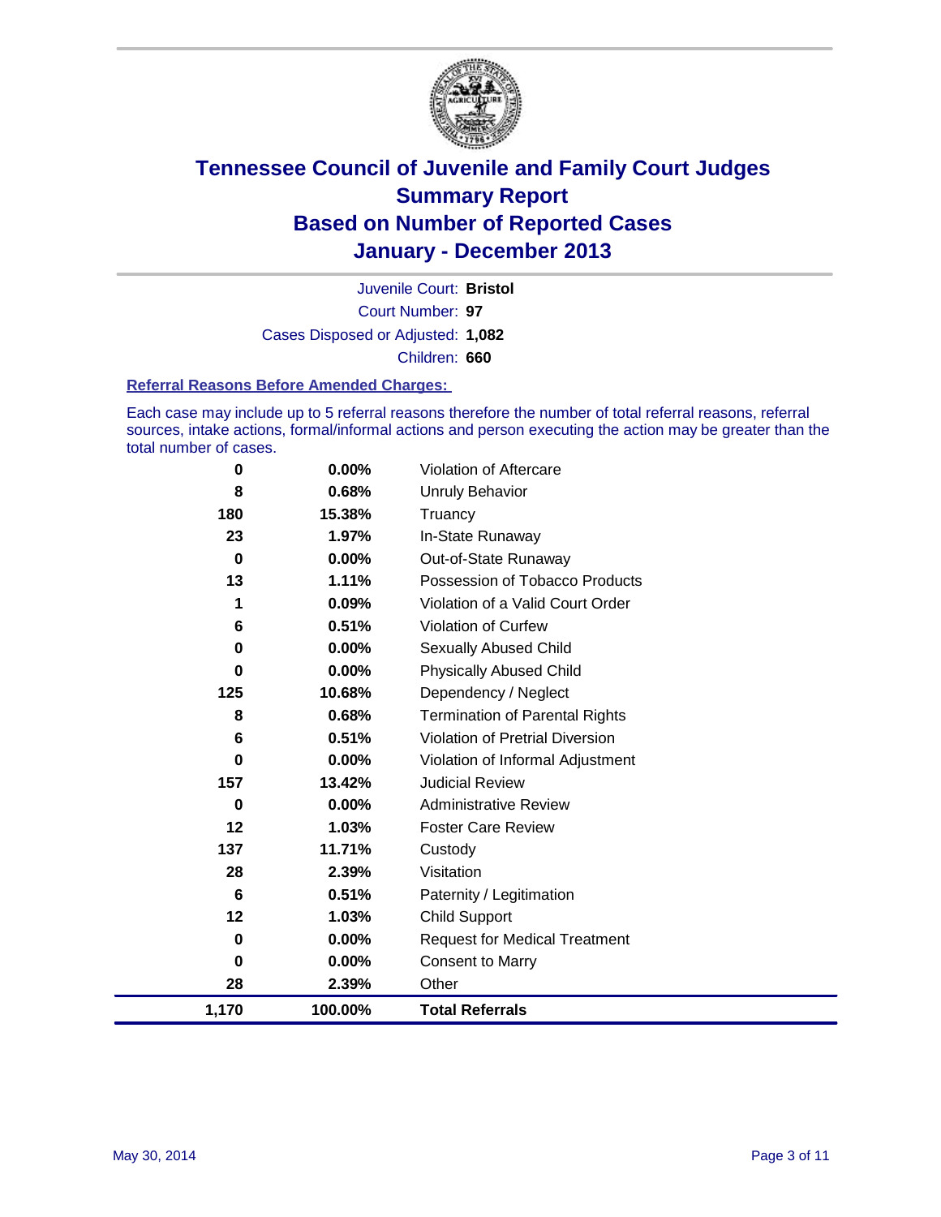# Tennessee Council of Juvenile and Family Court Judges
# Summary Report
# Based on Number of Reported Cases
# January - December 2013

Juvenile Court: **Bristol**

Court Number: **97**

Cases Disposed or Adjusted: **1,082**

Children: **660**

### Referral Reasons Before Amended Charges:

Each case may include up to 5 referral reasons therefore the number of total referral reasons, referral sources, intake actions, formal/informal actions and person executing the action may be greater than the total number of cases.

| Count | Percent | Referral Reason |
|---|---|---|
| 0 | 0.00% | Violation of Aftercare |
| 8 | 0.68% | Unruly Behavior |
| 180 | 15.38% | Truancy |
| 23 | 1.97% | In-State Runaway |
| 0 | 0.00% | Out-of-State Runaway |
| 13 | 1.11% | Possession of Tobacco Products |
| 1 | 0.09% | Violation of a Valid Court Order |
| 6 | 0.51% | Violation of Curfew |
| 0 | 0.00% | Sexually Abused Child |
| 0 | 0.00% | Physically Abused Child |
| 125 | 10.68% | Dependency / Neglect |
| 8 | 0.68% | Termination of Parental Rights |
| 6 | 0.51% | Violation of Pretrial Diversion |
| 0 | 0.00% | Violation of Informal Adjustment |
| 157 | 13.42% | Judicial Review |
| 0 | 0.00% | Administrative Review |
| 12 | 1.03% | Foster Care Review |
| 137 | 11.71% | Custody |
| 28 | 2.39% | Visitation |
| 6 | 0.51% | Paternity / Legitimation |
| 12 | 1.03% | Child Support |
| 0 | 0.00% | Request for Medical Treatment |
| 0 | 0.00% | Consent to Marry |
| 28 | 2.39% | Other |
| **1,170** | **100.00%** | **Total Referrals** |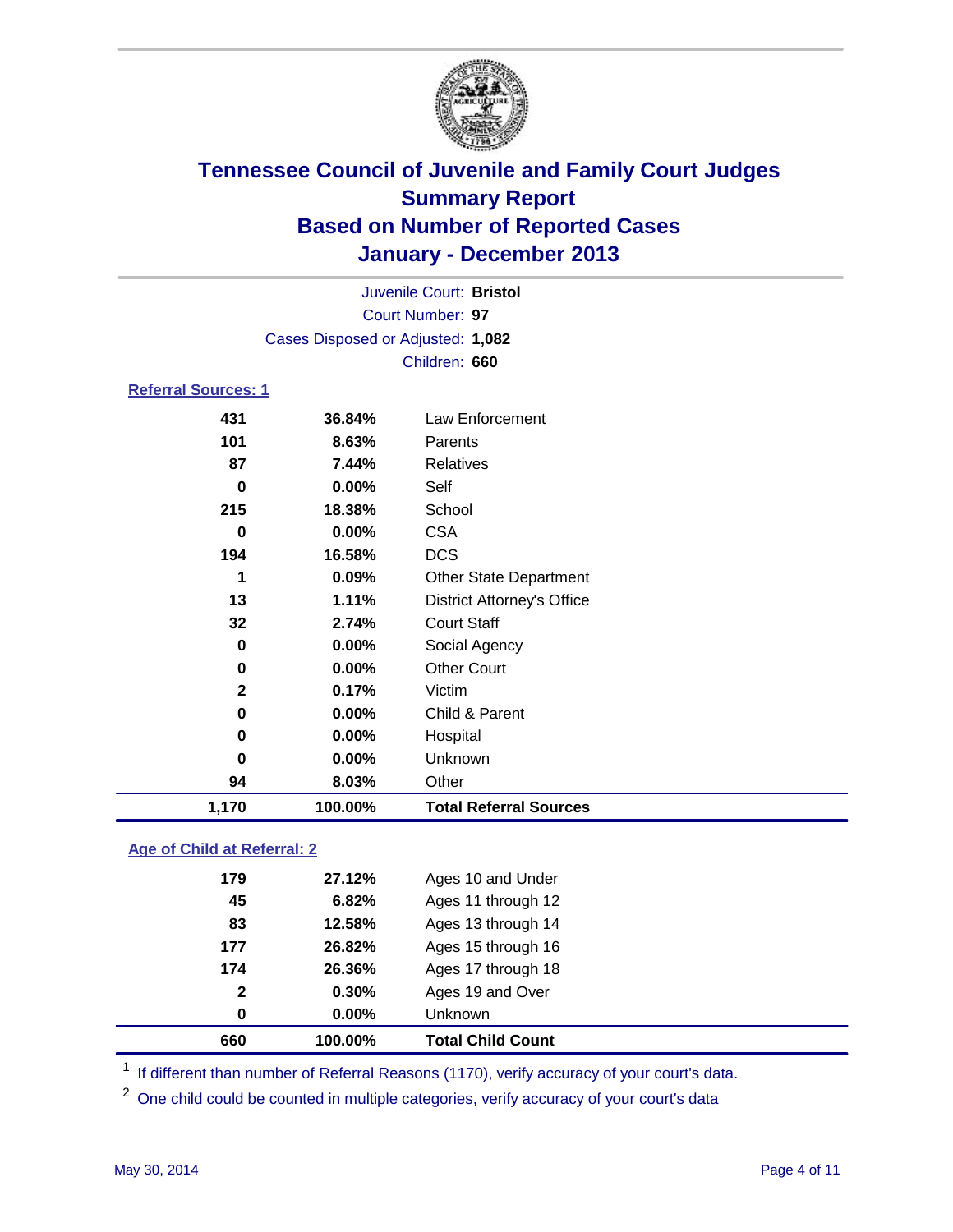# Tennessee Council of Juvenile and Family Court Judges
# Summary Report
# Based on Number of Reported Cases
# January - December 2013

Juvenile Court: **Bristol**

Court Number: **97**

Cases Disposed or Adjusted: **1,082**

Children: **660**

### Referral Sources: 1

| | | |
|---|---|---|
| 431 | 36.84% | Law Enforcement |
| 101 | 8.63% | Parents |
| 87 | 7.44% | Relatives |
| 0 | 0.00% | Self |
| 215 | 18.38% | School |
| 0 | 0.00% | CSA |
| 194 | 16.58% | DCS |
| 1 | 0.09% | Other State Department |
| 13 | 1.11% | District Attorney's Office |
| 32 | 2.74% | Court Staff |
| 0 | 0.00% | Social Agency |
| 0 | 0.00% | Other Court |
| 2 | 0.17% | Victim |
| 0 | 0.00% | Child & Parent |
| 0 | 0.00% | Hospital |
| 0 | 0.00% | Unknown |
| 94 | 8.03% | Other |
| **1,170** | **100.00%** | **Total Referral Sources** |

### Age of Child at Referral: 2

| | | |
|---|---|---|
| 179 | 27.12% | Ages 10 and Under |
| 45 | 6.82% | Ages 11 through 12 |
| 83 | 12.58% | Ages 13 through 14 |
| 177 | 26.82% | Ages 15 through 16 |
| 174 | 26.36% | Ages 17 through 18 |
| 2 | 0.30% | Ages 19 and Over |
| 0 | 0.00% | Unknown |
| **660** | **100.00%** | **Total Child Count** |

[1] If different than number of Referral Reasons (1170), verify accuracy of your court's data.

[2] One child could be counted in multiple categories, verify accuracy of your court's data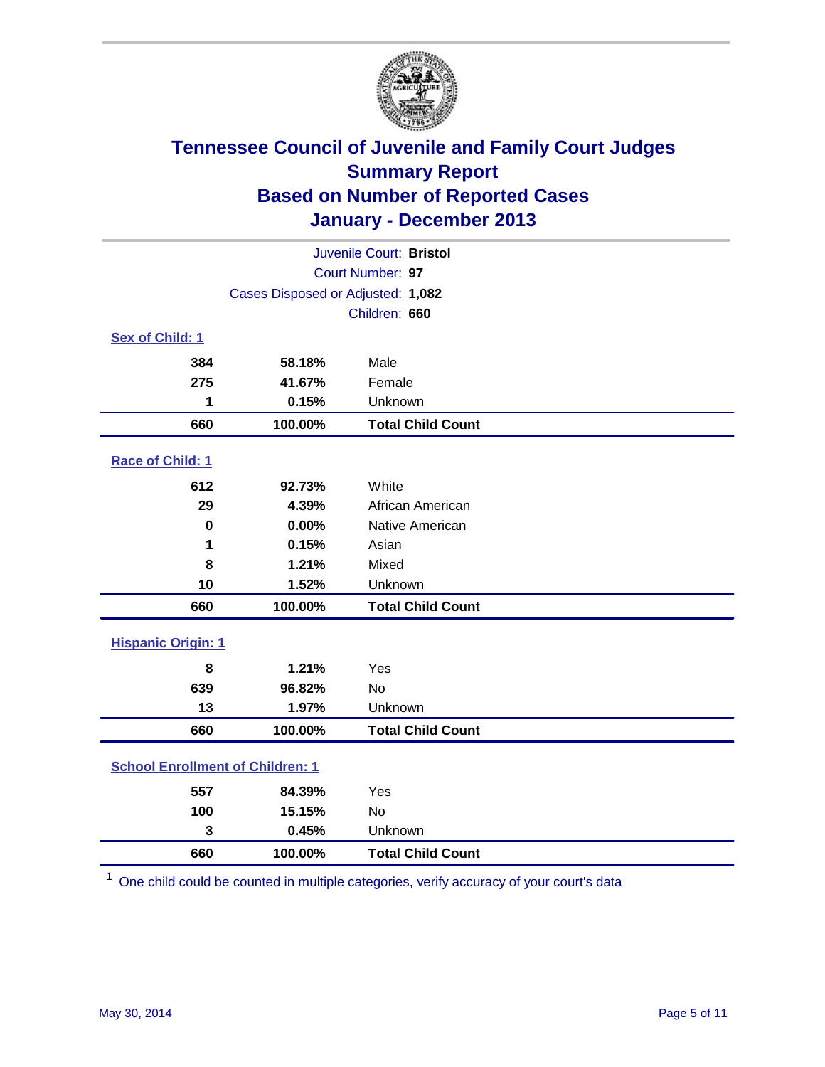# Tennessee Council of Juvenile and Family Court Judges
## Summary Report
## Based on Number of Reported Cases
## January - December 2013

Juvenile Court: **Bristol**
Court Number: **97**
Cases Disposed or Adjusted: **1,082**
Children: **660**

### Sex of Child: 1

| | | |
|---|---|---|
| 384 | 58.18% | Male |
| 275 | 41.67% | Female |
| 1 | 0.15% | Unknown |
| **660** | **100.00%** | **Total Child Count** |

### Race of Child: 1

| | | |
|---|---|---|
| 612 | 92.73% | White |
| 29 | 4.39% | African American |
| 0 | 0.00% | Native American |
| 1 | 0.15% | Asian |
| 8 | 1.21% | Mixed |
| 10 | 1.52% | Unknown |
| **660** | **100.00%** | **Total Child Count** |

### Hispanic Origin: 1

| | | |
|---|---|---|
| 8 | 1.21% | Yes |
| 639 | 96.82% | No |
| 13 | 1.97% | Unknown |
| **660** | **100.00%** | **Total Child Count** |

### School Enrollment of Children: 1

| | | |
|---|---|---|
| 557 | 84.39% | Yes |
| 100 | 15.15% | No |
| 3 | 0.45% | Unknown |
| **660** | **100.00%** | **Total Child Count** |

[1] One child could be counted in multiple categories, verify accuracy of your court's data

May 30, 2014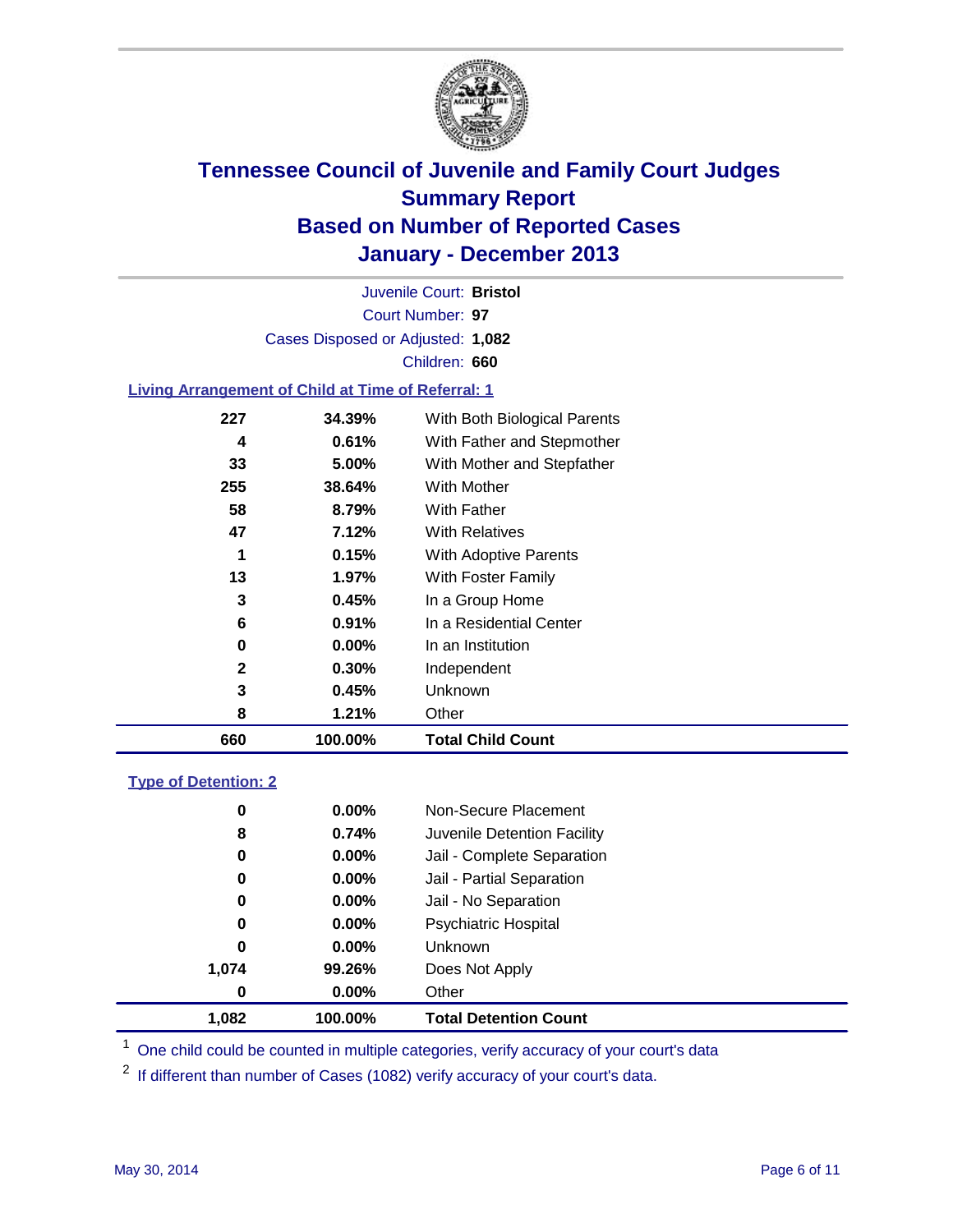# Tennessee Council of Juvenile and Family Court Judges
## Summary Report
## Based on Number of Reported Cases
## January - December 2013

Juvenile Court: **Bristol**

Court Number: **97**

Cases Disposed or Adjusted: **1,082**

Children: **660**

### Living Arrangement of Child at Time of Referral: 1

| Count | Percent | Category |
|---|---|---|
| 227 | 34.39% | With Both Biological Parents |
| 4 | 0.61% | With Father and Stepmother |
| 33 | 5.00% | With Mother and Stepfather |
| 255 | 38.64% | With Mother |
| 58 | 8.79% | With Father |
| 47 | 7.12% | With Relatives |
| 1 | 0.15% | With Adoptive Parents |
| 13 | 1.97% | With Foster Family |
| 3 | 0.45% | In a Group Home |
| 6 | 0.91% | In a Residential Center |
| 0 | 0.00% | In an Institution |
| 2 | 0.30% | Independent |
| 3 | 0.45% | Unknown |
| 8 | 1.21% | Other |
| **660** | **100.00%** | **Total Child Count** |

### Type of Detention: 2

| Count | Percent | Category |
|---|---|---|
| 0 | 0.00% | Non-Secure Placement |
| 8 | 0.74% | Juvenile Detention Facility |
| 0 | 0.00% | Jail - Complete Separation |
| 0 | 0.00% | Jail - Partial Separation |
| 0 | 0.00% | Jail - No Separation |
| 0 | 0.00% | Psychiatric Hospital |
| 0 | 0.00% | Unknown |
| 1,074 | 99.26% | Does Not Apply |
| 0 | 0.00% | Other |
| **1,082** | **100.00%** | **Total Detention Count** |

[1] One child could be counted in multiple categories, verify accuracy of your court's data

[2] If different than number of Cases (1082) verify accuracy of your court's data.

May 30, 2014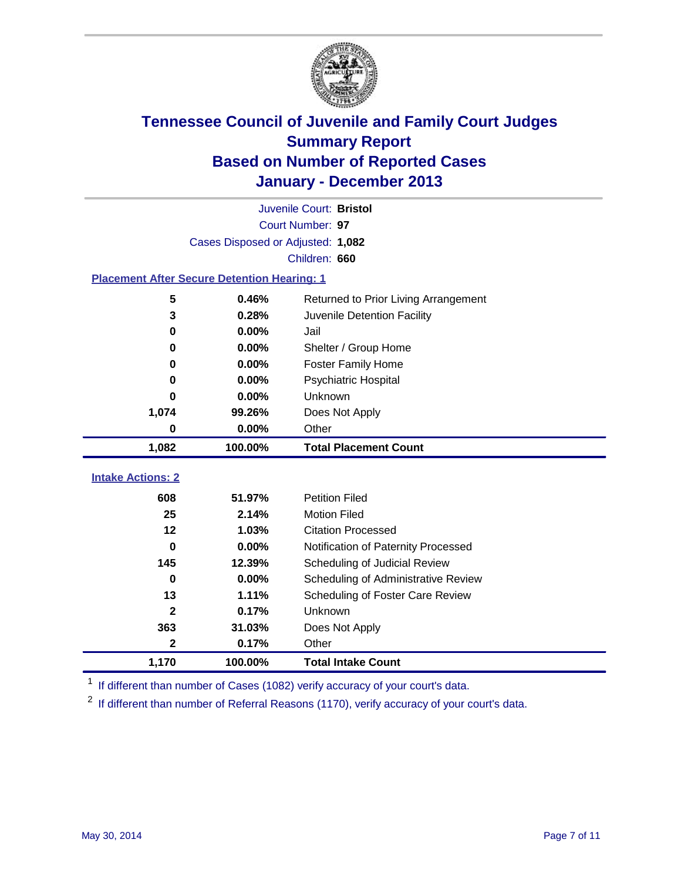# Tennessee Council of Juvenile and Family Court Judges
## Summary Report
## Based on Number of Reported Cases
## January - December 2013

Juvenile Court: **Bristol**
Court Number: **97**
Cases Disposed or Adjusted: **1,082**
Children: **660**

### Placement After Secure Detention Hearing: 1

| Count | Percent | Placement |
|---|---|---|
| 5 | 0.46% | Returned to Prior Living Arrangement |
| 3 | 0.28% | Juvenile Detention Facility |
| 0 | 0.00% | Jail |
| 0 | 0.00% | Shelter / Group Home |
| 0 | 0.00% | Foster Family Home |
| 0 | 0.00% | Psychiatric Hospital |
| 0 | 0.00% | Unknown |
| 1,074 | 99.26% | Does Not Apply |
| 0 | 0.00% | Other |
| **1,082** | **100.00%** | **Total Placement Count** |

### Intake Actions: 2

| Count | Percent | Intake Action |
|---|---|---|
| 608 | 51.97% | Petition Filed |
| 25 | 2.14% | Motion Filed |
| 12 | 1.03% | Citation Processed |
| 0 | 0.00% | Notification of Paternity Processed |
| 145 | 12.39% | Scheduling of Judicial Review |
| 0 | 0.00% | Scheduling of Administrative Review |
| 13 | 1.11% | Scheduling of Foster Care Review |
| 2 | 0.17% | Unknown |
| 363 | 31.03% | Does Not Apply |
| 2 | 0.17% | Other |
| **1,170** | **100.00%** | **Total Intake Count** |

[1] If different than number of Cases (1082) verify accuracy of your court's data.

[2] If different than number of Referral Reasons (1170), verify accuracy of your court's data.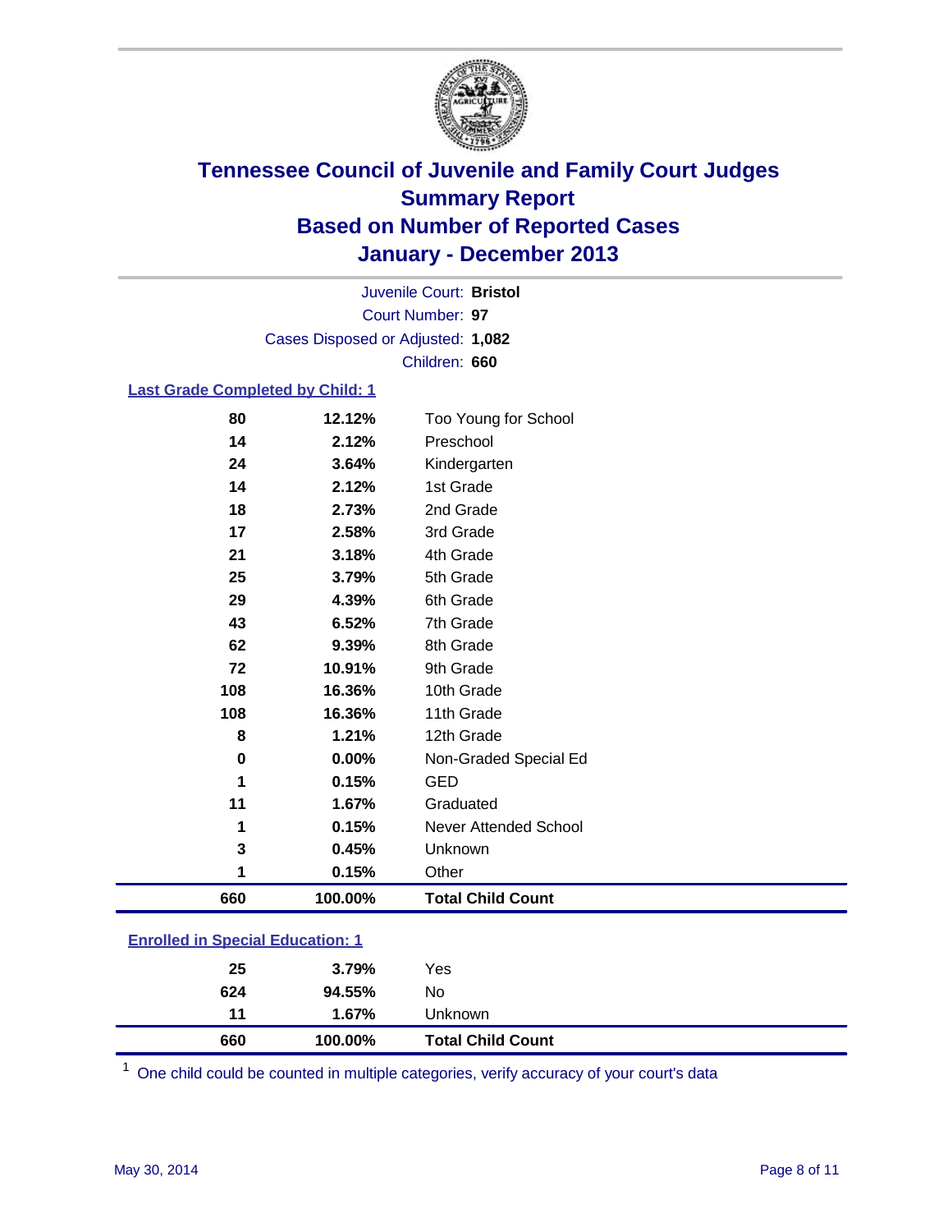# Tennessee Council of Juvenile and Family Court Judges
# Summary Report
# Based on Number of Reported Cases
# January - December 2013

Juvenile Court: **Bristol**
Court Number: **97**
Cases Disposed or Adjusted: **1,082**
Children: **660**

### Last Grade Completed by Child: 1

| Count | Percent | Category |
|---|---|---|
| 80 | 12.12% | Too Young for School |
| 14 | 2.12% | Preschool |
| 24 | 3.64% | Kindergarten |
| 14 | 2.12% | 1st Grade |
| 18 | 2.73% | 2nd Grade |
| 17 | 2.58% | 3rd Grade |
| 21 | 3.18% | 4th Grade |
| 25 | 3.79% | 5th Grade |
| 29 | 4.39% | 6th Grade |
| 43 | 6.52% | 7th Grade |
| 62 | 9.39% | 8th Grade |
| 72 | 10.91% | 9th Grade |
| 108 | 16.36% | 10th Grade |
| 108 | 16.36% | 11th Grade |
| 8 | 1.21% | 12th Grade |
| 0 | 0.00% | Non-Graded Special Ed |
| 1 | 0.15% | GED |
| 11 | 1.67% | Graduated |
| 1 | 0.15% | Never Attended School |
| 3 | 0.45% | Unknown |
| 1 | 0.15% | Other |
| **660** | **100.00%** | **Total Child Count** |

### Enrolled in Special Education: 1

| Count | Percent | Category |
|---|---|---|
| 25 | 3.79% | Yes |
| 624 | 94.55% | No |
| 11 | 1.67% | Unknown |
| **660** | **100.00%** | **Total Child Count** |

[1] One child could be counted in multiple categories, verify accuracy of your court's data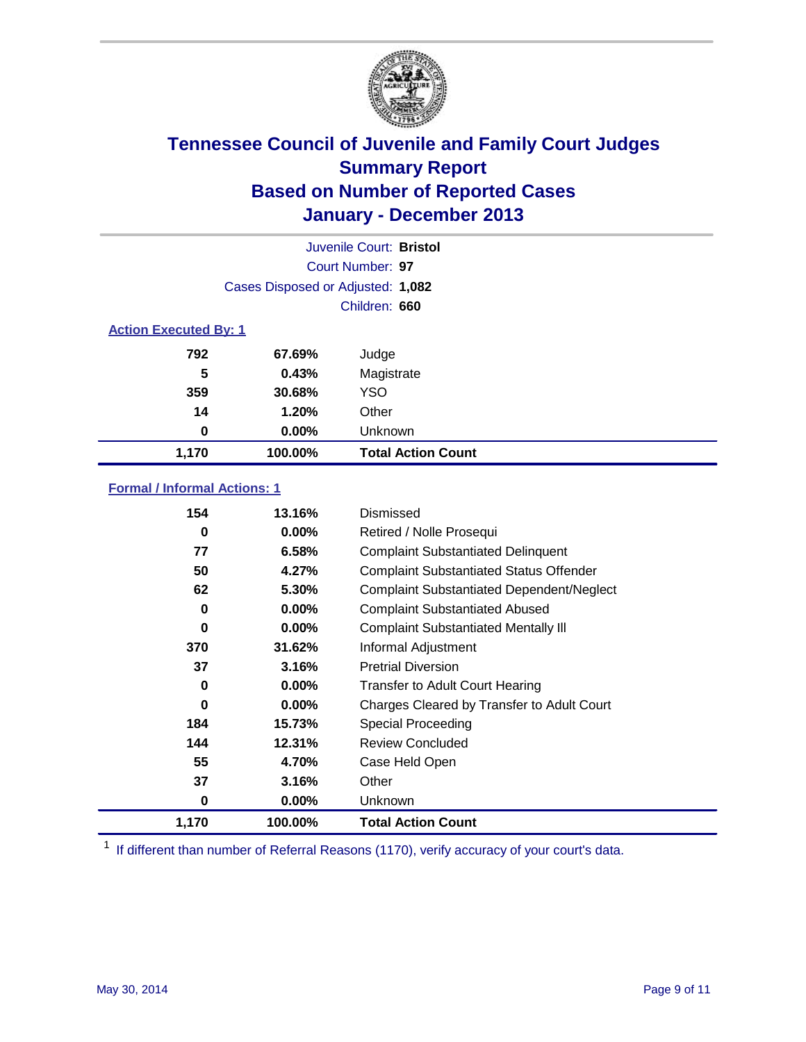# Tennessee Council of Juvenile and Family Court Judges
## Summary Report
## Based on Number of Reported Cases
## January - December 2013

Juvenile Court: **Bristol**

Court Number: **97**

Cases Disposed or Adjusted: **1,082**

Children: **660**

### Action Executed By: 1

| | | |
|---|---|---|
| 792 | 67.69% | Judge |
| 5 | 0.43% | Magistrate |
| 359 | 30.68% | YSO |
| 14 | 1.20% | Other |
| 0 | 0.00% | Unknown |
| **1,170** | **100.00%** | **Total Action Count** |

### Formal / Informal Actions: 1

| | | |
|---|---|---|
| 154 | 13.16% | Dismissed |
| 0 | 0.00% | Retired / Nolle Prosequi |
| 77 | 6.58% | Complaint Substantiated Delinquent |
| 50 | 4.27% | Complaint Substantiated Status Offender |
| 62 | 5.30% | Complaint Substantiated Dependent/Neglect |
| 0 | 0.00% | Complaint Substantiated Abused |
| 0 | 0.00% | Complaint Substantiated Mentally Ill |
| 370 | 31.62% | Informal Adjustment |
| 37 | 3.16% | Pretrial Diversion |
| 0 | 0.00% | Transfer to Adult Court Hearing |
| 0 | 0.00% | Charges Cleared by Transfer to Adult Court |
| 184 | 15.73% | Special Proceeding |
| 144 | 12.31% | Review Concluded |
| 55 | 4.70% | Case Held Open |
| 37 | 3.16% | Other |
| 0 | 0.00% | Unknown |
| **1,170** | **100.00%** | **Total Action Count** |

[1] If different than number of Referral Reasons (1170), verify accuracy of your court's data.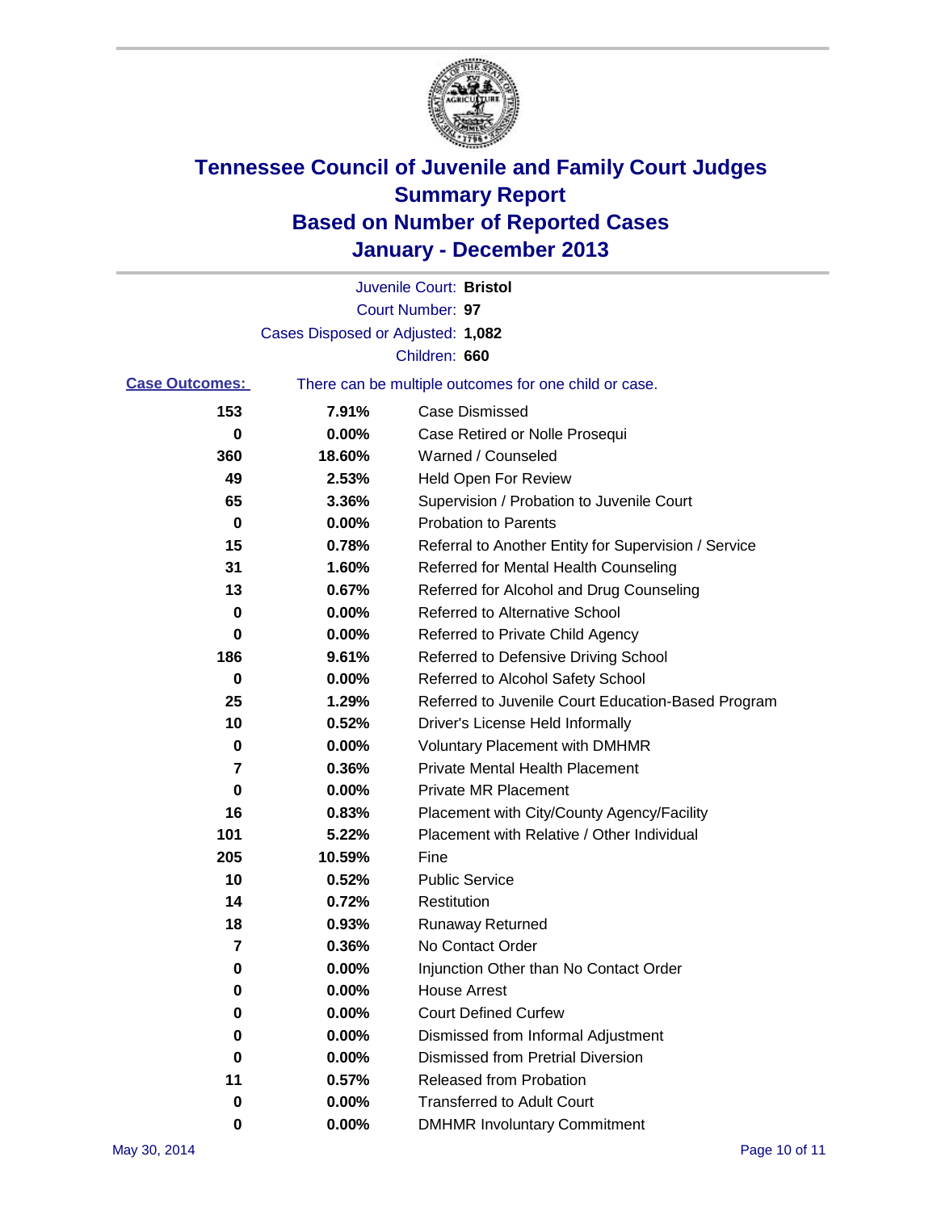# Tennessee Council of Juvenile and Family Court Judges
# Summary Report
# Based on Number of Reported Cases
# January - December 2013

Juvenile Court: **Bristol**

Court Number: **97**

Cases Disposed or Adjusted: **1,082**

Children: **660**

**Case Outcomes:** There can be multiple outcomes for one child or case.

| Count | Percent | Outcome |
|---|---|---|
| 153 | 7.91% | Case Dismissed |
| 0 | 0.00% | Case Retired or Nolle Prosequi |
| 360 | 18.60% | Warned / Counseled |
| 49 | 2.53% | Held Open For Review |
| 65 | 3.36% | Supervision / Probation to Juvenile Court |
| 0 | 0.00% | Probation to Parents |
| 15 | 0.78% | Referral to Another Entity for Supervision / Service |
| 31 | 1.60% | Referred for Mental Health Counseling |
| 13 | 0.67% | Referred for Alcohol and Drug Counseling |
| 0 | 0.00% | Referred to Alternative School |
| 0 | 0.00% | Referred to Private Child Agency |
| 186 | 9.61% | Referred to Defensive Driving School |
| 0 | 0.00% | Referred to Alcohol Safety School |
| 25 | 1.29% | Referred to Juvenile Court Education-Based Program |
| 10 | 0.52% | Driver's License Held Informally |
| 0 | 0.00% | Voluntary Placement with DMHMR |
| 7 | 0.36% | Private Mental Health Placement |
| 0 | 0.00% | Private MR Placement |
| 16 | 0.83% | Placement with City/County Agency/Facility |
| 101 | 5.22% | Placement with Relative / Other Individual |
| 205 | 10.59% | Fine |
| 10 | 0.52% | Public Service |
| 14 | 0.72% | Restitution |
| 18 | 0.93% | Runaway Returned |
| 7 | 0.36% | No Contact Order |
| 0 | 0.00% | Injunction Other than No Contact Order |
| 0 | 0.00% | House Arrest |
| 0 | 0.00% | Court Defined Curfew |
| 0 | 0.00% | Dismissed from Informal Adjustment |
| 0 | 0.00% | Dismissed from Pretrial Diversion |
| 11 | 0.57% | Released from Probation |
| 0 | 0.00% | Transferred to Adult Court |
| 0 | 0.00% | DMHMR Involuntary Commitment |

May 30, 2014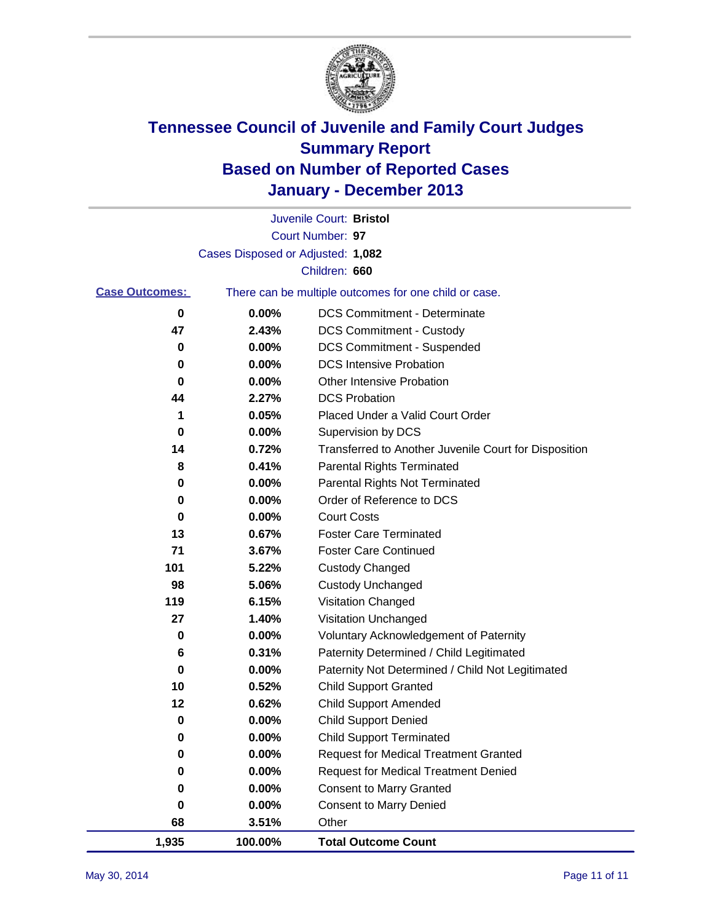# Tennessee Council of Juvenile and Family Court Judges
# Summary Report
# Based on Number of Reported Cases
# January - December 2013

Juvenile Court: **Bristol**

Court Number: **97**

Cases Disposed or Adjusted: **1,082**

Children: **660**

**Case Outcomes:** There can be multiple outcomes for one child or case.

| | | |
|---|---|---|
| 0 | 0.00% | DCS Commitment - Determinate |
| 47 | 2.43% | DCS Commitment - Custody |
| 0 | 0.00% | DCS Commitment - Suspended |
| 0 | 0.00% | DCS Intensive Probation |
| 0 | 0.00% | Other Intensive Probation |
| 44 | 2.27% | DCS Probation |
| 1 | 0.05% | Placed Under a Valid Court Order |
| 0 | 0.00% | Supervision by DCS |
| 14 | 0.72% | Transferred to Another Juvenile Court for Disposition |
| 8 | 0.41% | Parental Rights Terminated |
| 0 | 0.00% | Parental Rights Not Terminated |
| 0 | 0.00% | Order of Reference to DCS |
| 0 | 0.00% | Court Costs |
| 13 | 0.67% | Foster Care Terminated |
| 71 | 3.67% | Foster Care Continued |
| 101 | 5.22% | Custody Changed |
| 98 | 5.06% | Custody Unchanged |
| 119 | 6.15% | Visitation Changed |
| 27 | 1.40% | Visitation Unchanged |
| 0 | 0.00% | Voluntary Acknowledgement of Paternity |
| 6 | 0.31% | Paternity Determined / Child Legitimated |
| 0 | 0.00% | Paternity Not Determined / Child Not Legitimated |
| 10 | 0.52% | Child Support Granted |
| 12 | 0.62% | Child Support Amended |
| 0 | 0.00% | Child Support Denied |
| 0 | 0.00% | Child Support Terminated |
| 0 | 0.00% | Request for Medical Treatment Granted |
| 0 | 0.00% | Request for Medical Treatment Denied |
| 0 | 0.00% | Consent to Marry Granted |
| 0 | 0.00% | Consent to Marry Denied |
| 68 | 3.51% | Other |
| **1,935** | **100.00%** | **Total Outcome Count** |

May 30, 2014